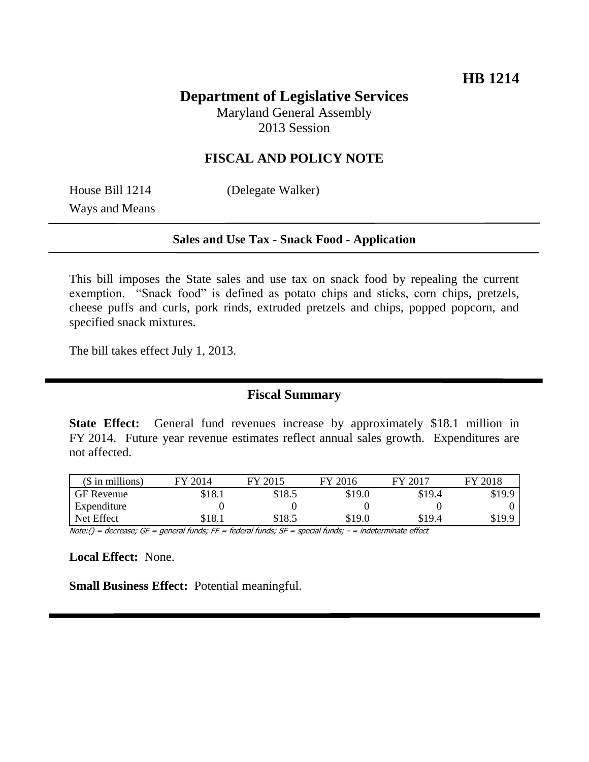**HB 1214**

# Department of Legislative Services

Maryland General Assembly
2013 Session

## FISCAL AND POLICY NOTE

House Bill 1214 (Delegate Walker)
Ways and Means

**Sales and Use Tax - Snack Food - Application**

This bill imposes the State sales and use tax on snack food by repealing the current exemption. "Snack food" is defined as potato chips and sticks, corn chips, pretzels, cheese puffs and curls, pork rinds, extruded pretzels and chips, popped popcorn, and specified snack mixtures.

The bill takes effect July 1, 2013.

## Fiscal Summary

**State Effect:** General fund revenues increase by approximately $18.1 million in FY 2014. Future year revenue estimates reflect annual sales growth. Expenditures are not affected.

| ($ in millions) | FY 2014 | FY 2015 | FY 2016 | FY 2017 | FY 2018 |
|---|---|---|---|---|---|
| GF Revenue | $18.1 | $18.5 | $19.0 | $19.4 | $19.9 |
| Expenditure | 0 | 0 | 0 | 0 | 0 |
| Net Effect | $18.1 | $18.5 | $19.0 | $19.4 | $19.9 |

*Note:() = decrease; GF = general funds; FF = federal funds; SF = special funds; - = indeterminate effect*

**Local Effect:** None.

**Small Business Effect:** Potential meaningful.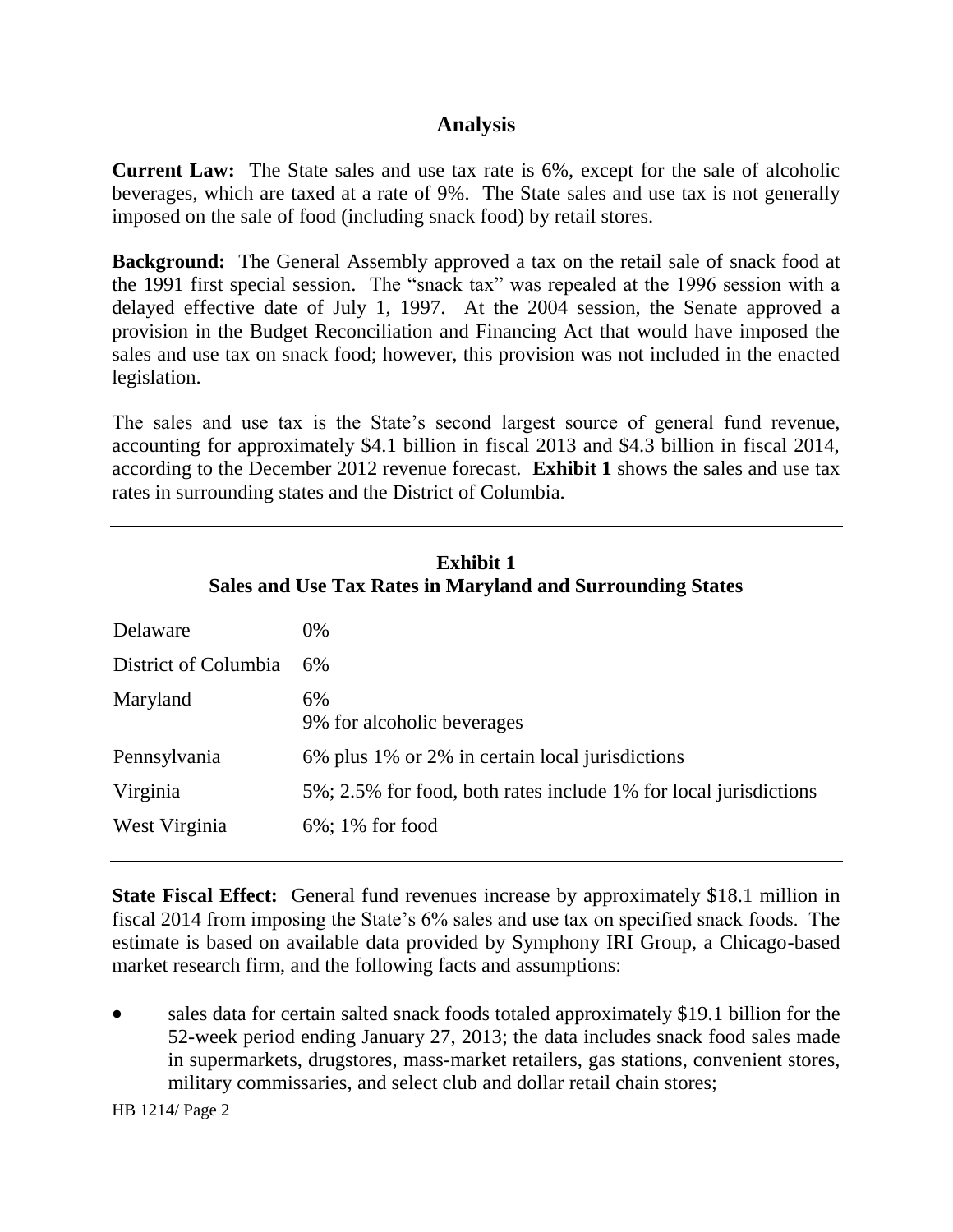## Analysis

**Current Law:** The State sales and use tax rate is 6%, except for the sale of alcoholic beverages, which are taxed at a rate of 9%. The State sales and use tax is not generally imposed on the sale of food (including snack food) by retail stores.

**Background:** The General Assembly approved a tax on the retail sale of snack food at the 1991 first special session. The "snack tax" was repealed at the 1996 session with a delayed effective date of July 1, 1997. At the 2004 session, the Senate approved a provision in the Budget Reconciliation and Financing Act that would have imposed the sales and use tax on snack food; however, this provision was not included in the enacted legislation.

The sales and use tax is the State's second largest source of general fund revenue, accounting for approximately $4.1 billion in fiscal 2013 and $4.3 billion in fiscal 2014, according to the December 2012 revenue forecast. **Exhibit 1** shows the sales and use tax rates in surrounding states and the District of Columbia.

**Exhibit 1**
**Sales and Use Tax Rates in Maryland and Surrounding States**

| | |
|---|---|
| Delaware | 0% |
| District of Columbia | 6% |
| Maryland | 6%<br>9% for alcoholic beverages |
| Pennsylvania | 6% plus 1% or 2% in certain local jurisdictions |
| Virginia | 5%; 2.5% for food, both rates include 1% for local jurisdictions |
| West Virginia | 6%; 1% for food |

**State Fiscal Effect:** General fund revenues increase by approximately $18.1 million in fiscal 2014 from imposing the State's 6% sales and use tax on specified snack foods. The estimate is based on available data provided by Symphony IRI Group, a Chicago-based market research firm, and the following facts and assumptions:

- sales data for certain salted snack foods totaled approximately $19.1 billion for the 52-week period ending January 27, 2013; the data includes snack food sales made in supermarkets, drugstores, mass-market retailers, gas stations, convenient stores, military commissaries, and select club and dollar retail chain stores;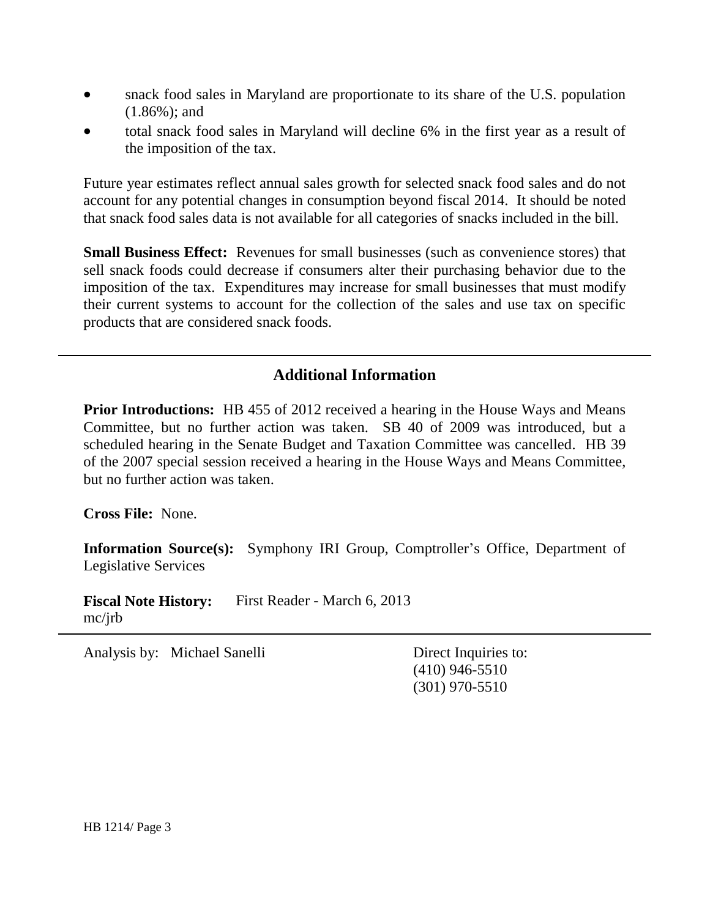- snack food sales in Maryland are proportionate to its share of the U.S. population (1.86%); and
- total snack food sales in Maryland will decline 6% in the first year as a result of the imposition of the tax.

Future year estimates reflect annual sales growth for selected snack food sales and do not account for any potential changes in consumption beyond fiscal 2014. It should be noted that snack food sales data is not available for all categories of snacks included in the bill.

**Small Business Effect:** Revenues for small businesses (such as convenience stores) that sell snack foods could decrease if consumers alter their purchasing behavior due to the imposition of the tax. Expenditures may increase for small businesses that must modify their current systems to account for the collection of the sales and use tax on specific products that are considered snack foods.

## Additional Information

**Prior Introductions:** HB 455 of 2012 received a hearing in the House Ways and Means Committee, but no further action was taken. SB 40 of 2009 was introduced, but a scheduled hearing in the Senate Budget and Taxation Committee was cancelled. HB 39 of the 2007 special session received a hearing in the House Ways and Means Committee, but no further action was taken.

**Cross File:** None.

**Information Source(s):** Symphony IRI Group, Comptroller's Office, Department of Legislative Services

**Fiscal Note History:** First Reader - March 6, 2013
mc/jrb

Analysis by: Michael Sanelli

Direct Inquiries to:
(410) 946-5510
(301) 970-5510